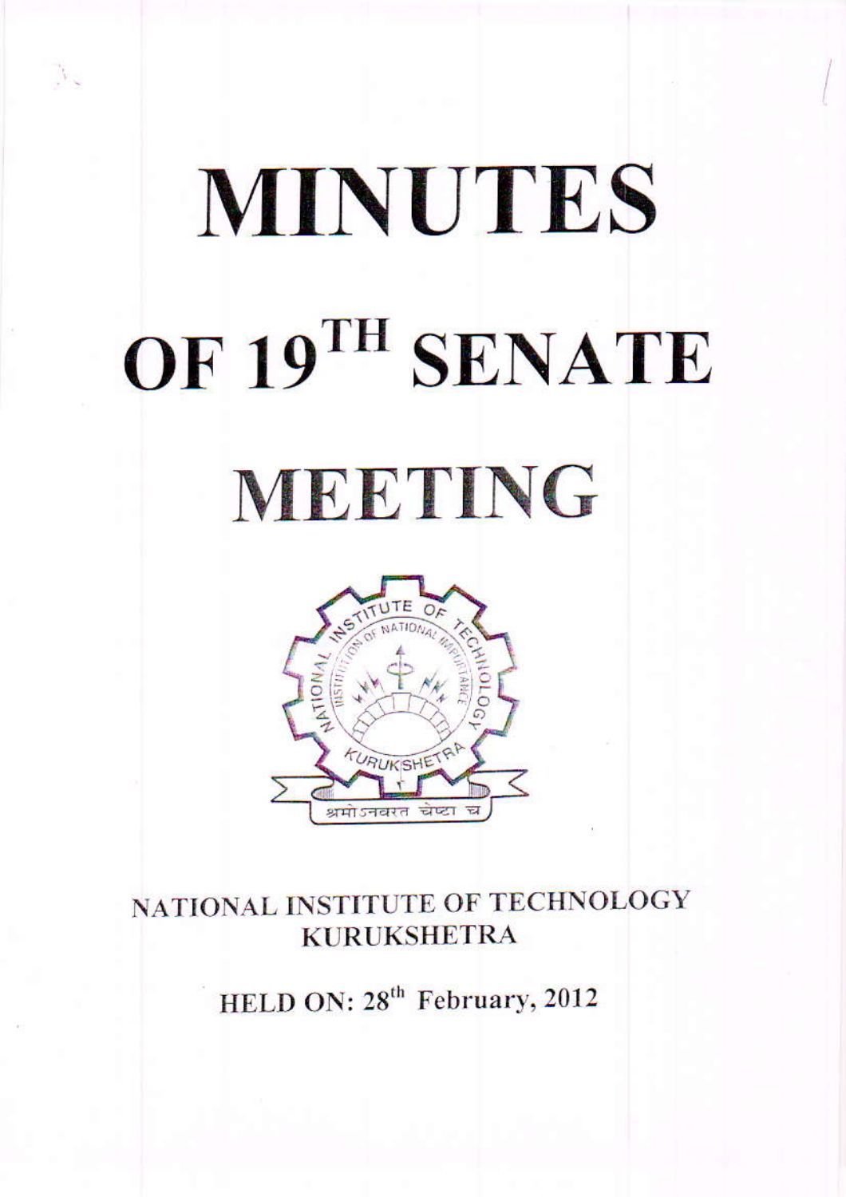# MINUTES

# OF 19TH SENATE

# MEETING

NATIONAL INSTITUTE OF TECHNOLOGY
KURUKSHETRA

HELD ON: 28th February, 2012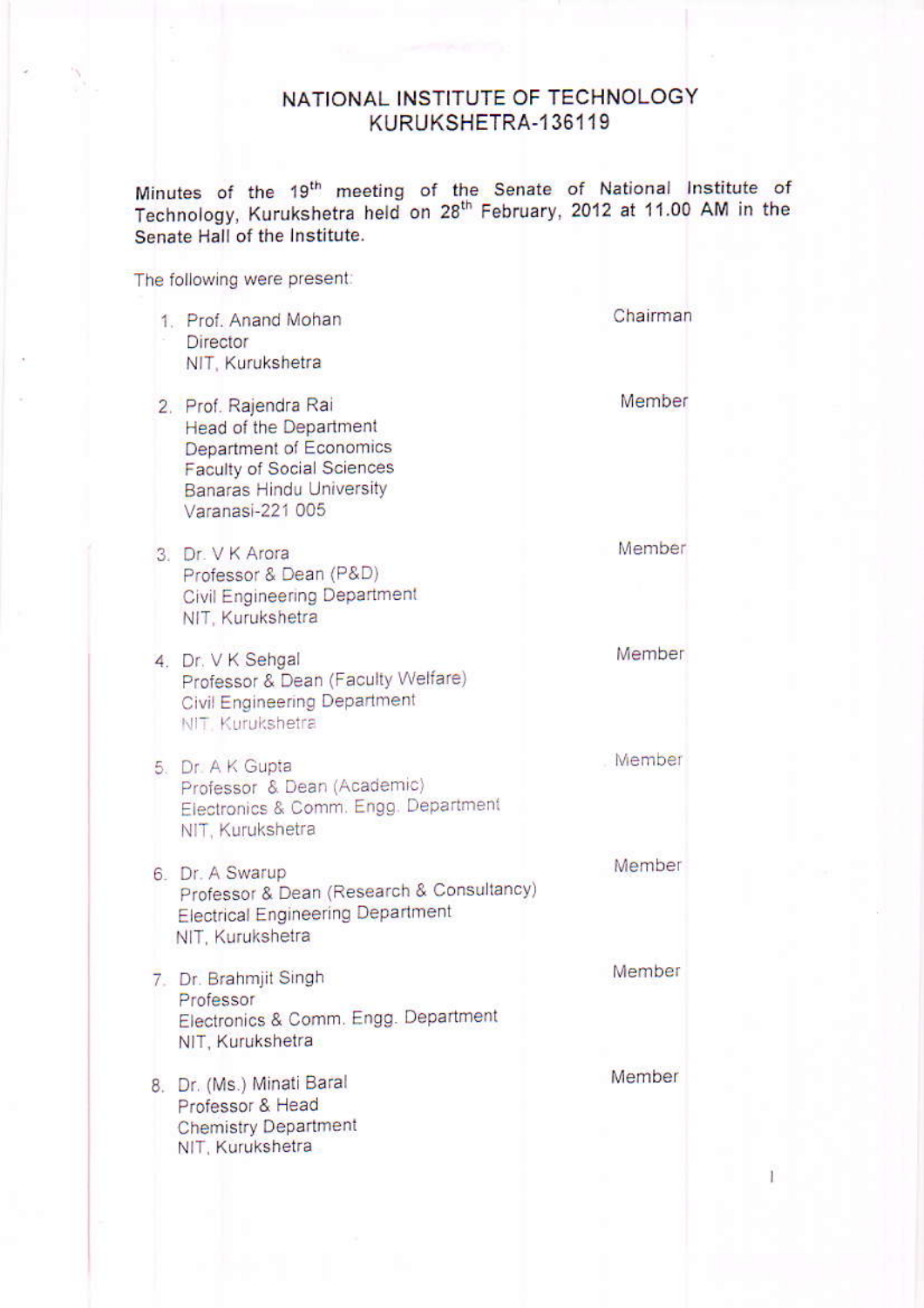# NATIONAL INSTITUTE OF TECHNOLOGY
## KURUKSHETRA-136119

Minutes of the 19th meeting of the Senate of National Institute of Technology, Kurukshetra held on 28th February, 2012 at 11.00 AM in the Senate Hall of the Institute.

The following were present:

| | |
|---|---|
| 1. Prof. Anand Mohan<br>Director<br>NIT, Kurukshetra | Chairman |
| 2. Prof. Rajendra Rai<br>Head of the Department<br>Department of Economics<br>Faculty of Social Sciences<br>Banaras Hindu University<br>Varanasi-221 005 | Member |
| 3. Dr. V K Arora<br>Professor & Dean (P&D)<br>Civil Engineering Department<br>NIT, Kurukshetra | Member |
| 4. Dr. V K Sehgal<br>Professor & Dean (Faculty Welfare)<br>Civil Engineering Department<br>NIT, Kurukshetra | Member |
| 5. Dr. A K Gupta<br>Professor & Dean (Academic)<br>Electronics & Comm. Engg. Department<br>NIT, Kurukshetra | Member |
| 6. Dr. A Swarup<br>Professor & Dean (Research & Consultancy)<br>Electrical Engineering Department<br>NIT, Kurukshetra | Member |
| 7. Dr. Brahmjit Singh<br>Professor<br>Electronics & Comm. Engg. Department<br>NIT, Kurukshetra | Member |
| 8. Dr. (Ms.) Minati Baral<br>Professor & Head<br>Chemistry Department<br>NIT, Kurukshetra | Member |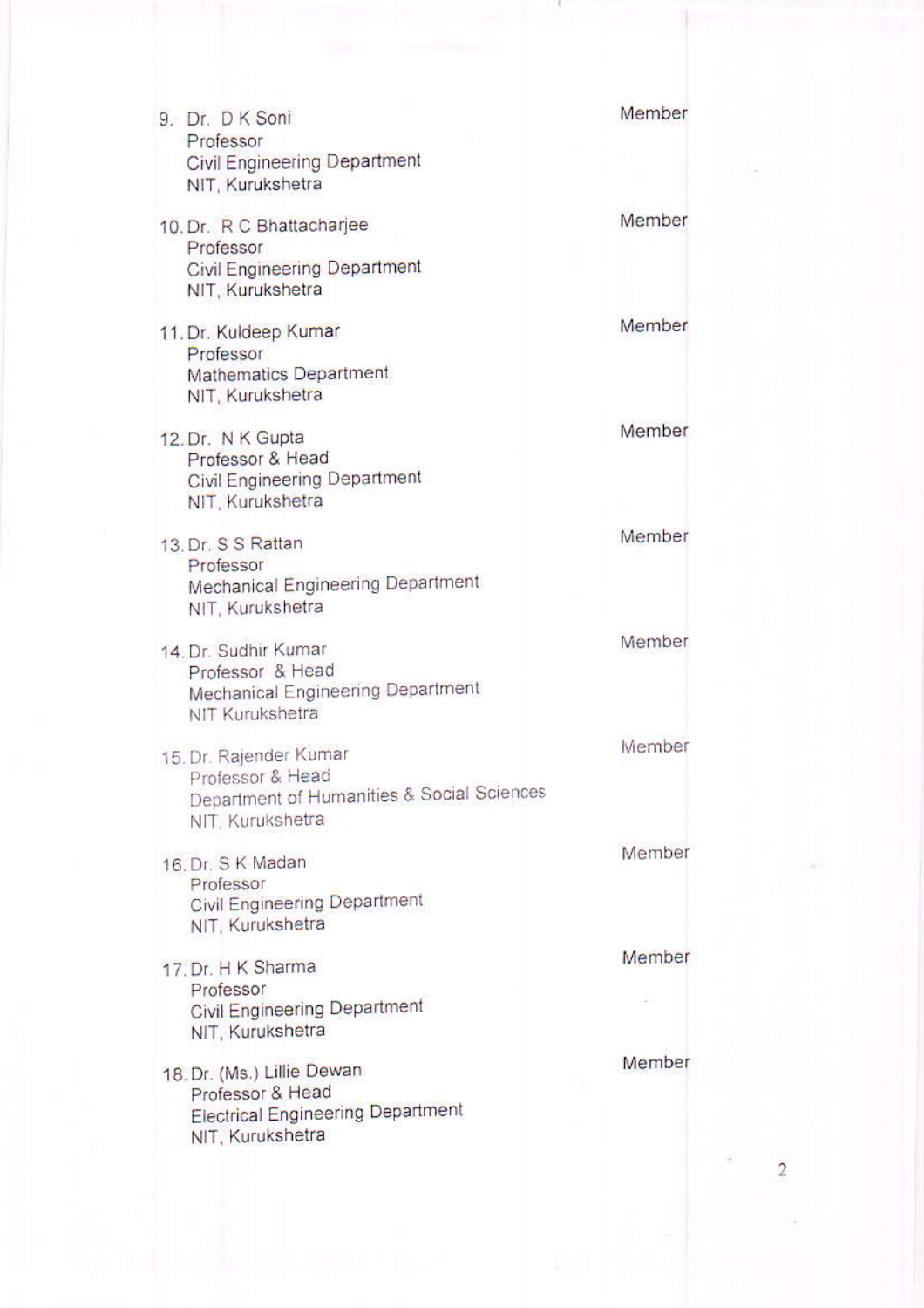| | |
|---|---|
| 9. Dr. D K Soni<br>Professor<br>Civil Engineering Department<br>NIT, Kurukshetra | Member |
| 10. Dr. R C Bhattacharjee<br>Professor<br>Civil Engineering Department<br>NIT, Kurukshetra | Member |
| 11. Dr. Kuldeep Kumar<br>Professor<br>Mathematics Department<br>NIT, Kurukshetra | Member |
| 12. Dr. N K Gupta<br>Professor & Head<br>Civil Engineering Department<br>NIT, Kurukshetra | Member |
| 13. Dr. S S Rattan<br>Professor<br>Mechanical Engineering Department<br>NIT, Kurukshetra | Member |
| 14. Dr. Sudhir Kumar<br>Professor & Head<br>Mechanical Engineering Department<br>NIT Kurukshetra | Member |
| 15. Dr. Rajender Kumar<br>Professor & Head<br>Department of Humanities & Social Sciences<br>NIT, Kurukshetra | Member |
| 16. Dr. S K Madan<br>Professor<br>Civil Engineering Department<br>NIT, Kurukshetra | Member |
| 17. Dr. H K Sharma<br>Professor<br>Civil Engineering Department<br>NIT, Kurukshetra | Member |
| 18. Dr. (Ms.) Lillie Dewan<br>Professor & Head<br>Electrical Engineering Department<br>NIT, Kurukshetra | Member |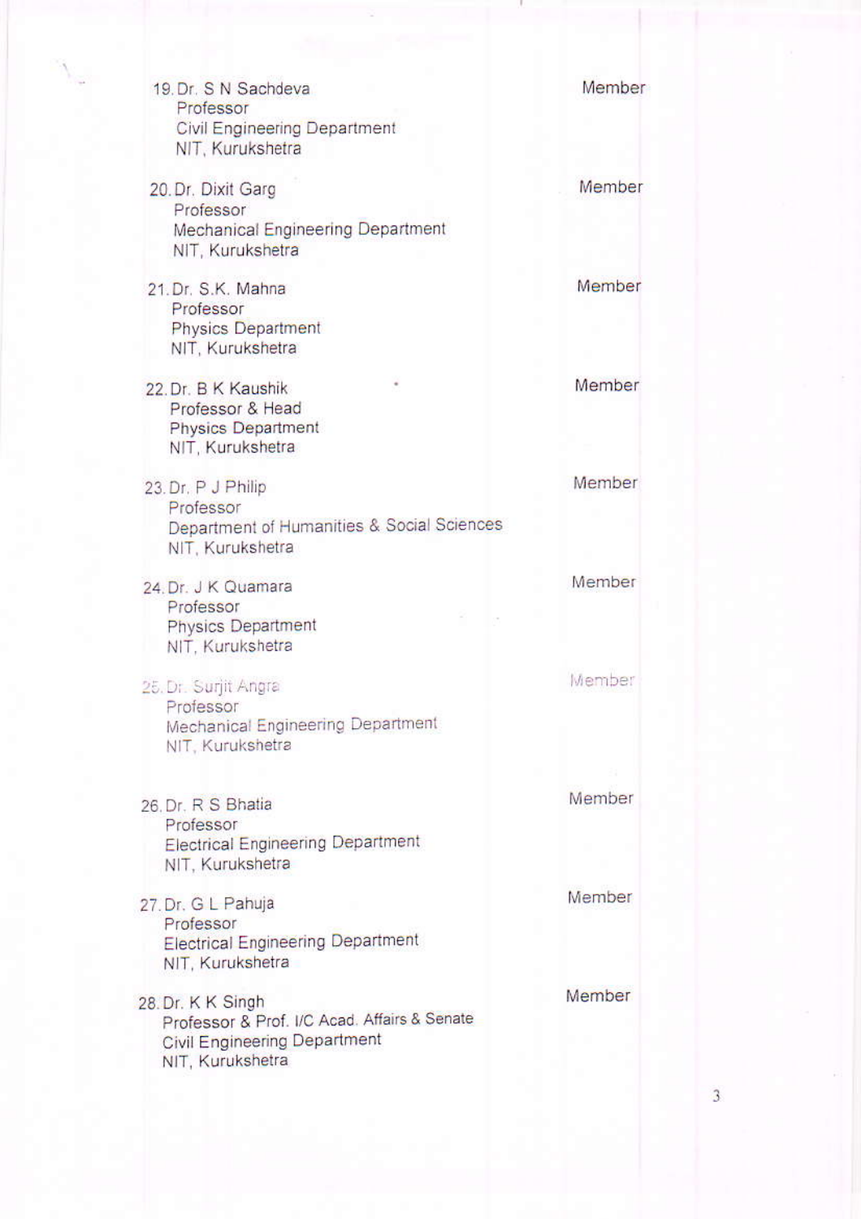| | |
|---|---|
| 19. Dr. S N Sachdeva<br>Professor<br>Civil Engineering Department<br>NIT, Kurukshetra | Member |
| 20. Dr. Dixit Garg<br>Professor<br>Mechanical Engineering Department<br>NIT, Kurukshetra | Member |
| 21. Dr. S.K. Mahna<br>Professor<br>Physics Department<br>NIT, Kurukshetra | Member |
| 22. Dr. B K Kaushik<br>Professor & Head<br>Physics Department<br>NIT, Kurukshetra | Member |
| 23. Dr. P J Philip<br>Professor<br>Department of Humanities & Social Sciences<br>NIT, Kurukshetra | Member |
| 24. Dr. J K Quamara<br>Professor<br>Physics Department<br>NIT, Kurukshetra | Member |
| 25. Dr. Surjit Angra<br>Professor<br>Mechanical Engineering Department<br>NIT, Kurukshetra | Member |
| 26. Dr. R S Bhatia<br>Professor<br>Electrical Engineering Department<br>NIT, Kurukshetra | Member |
| 27. Dr. G L Pahuja<br>Professor<br>Electrical Engineering Department<br>NIT, Kurukshetra | Member |
| 28. Dr. K K Singh<br>Professor & Prof. I/C Acad. Affairs & Senate<br>Civil Engineering Department<br>NIT, Kurukshetra | Member |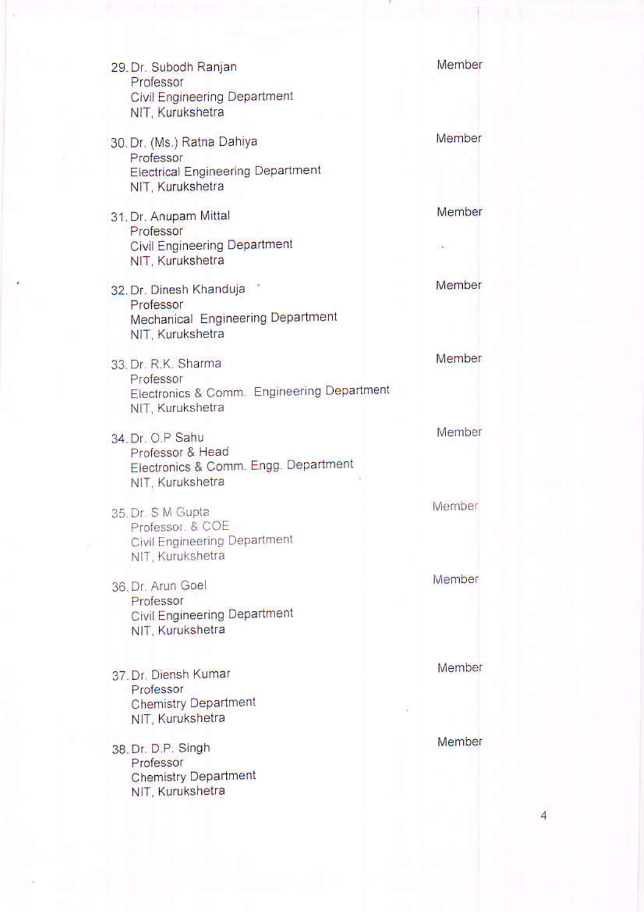| | |
|---|---|
| 29. Dr. Subodh Ranjan<br>Professor<br>Civil Engineering Department<br>NIT, Kurukshetra | Member |
| 30. Dr. (Ms.) Ratna Dahiya<br>Professor<br>Electrical Engineering Department<br>NIT, Kurukshetra | Member |
| 31. Dr. Anupam Mittal<br>Professor<br>Civil Engineering Department<br>NIT, Kurukshetra | Member |
| 32. Dr. Dinesh Khanduja<br>Professor<br>Mechanical Engineering Department<br>NIT, Kurukshetra | Member |
| 33. Dr. R.K. Sharma<br>Professor<br>Electronics & Comm. Engineering Department<br>NIT, Kurukshetra | Member |
| 34. Dr. O.P Sahu<br>Professor & Head<br>Electronics & Comm. Engg. Department<br>NIT, Kurukshetra | Member |
| 35. Dr. S M Gupta<br>Professor. & COE<br>Civil Engineering Department<br>NIT, Kurukshetra | Member |
| 36. Dr. Arun Goel<br>Professor<br>Civil Engineering Department<br>NIT, Kurukshetra | Member |
| 37. Dr. Diensh Kumar<br>Professor<br>Chemistry Department<br>NIT, Kurukshetra | Member |
| 38. Dr. D.P. Singh<br>Professor<br>Chemistry Department<br>NIT, Kurukshetra | Member |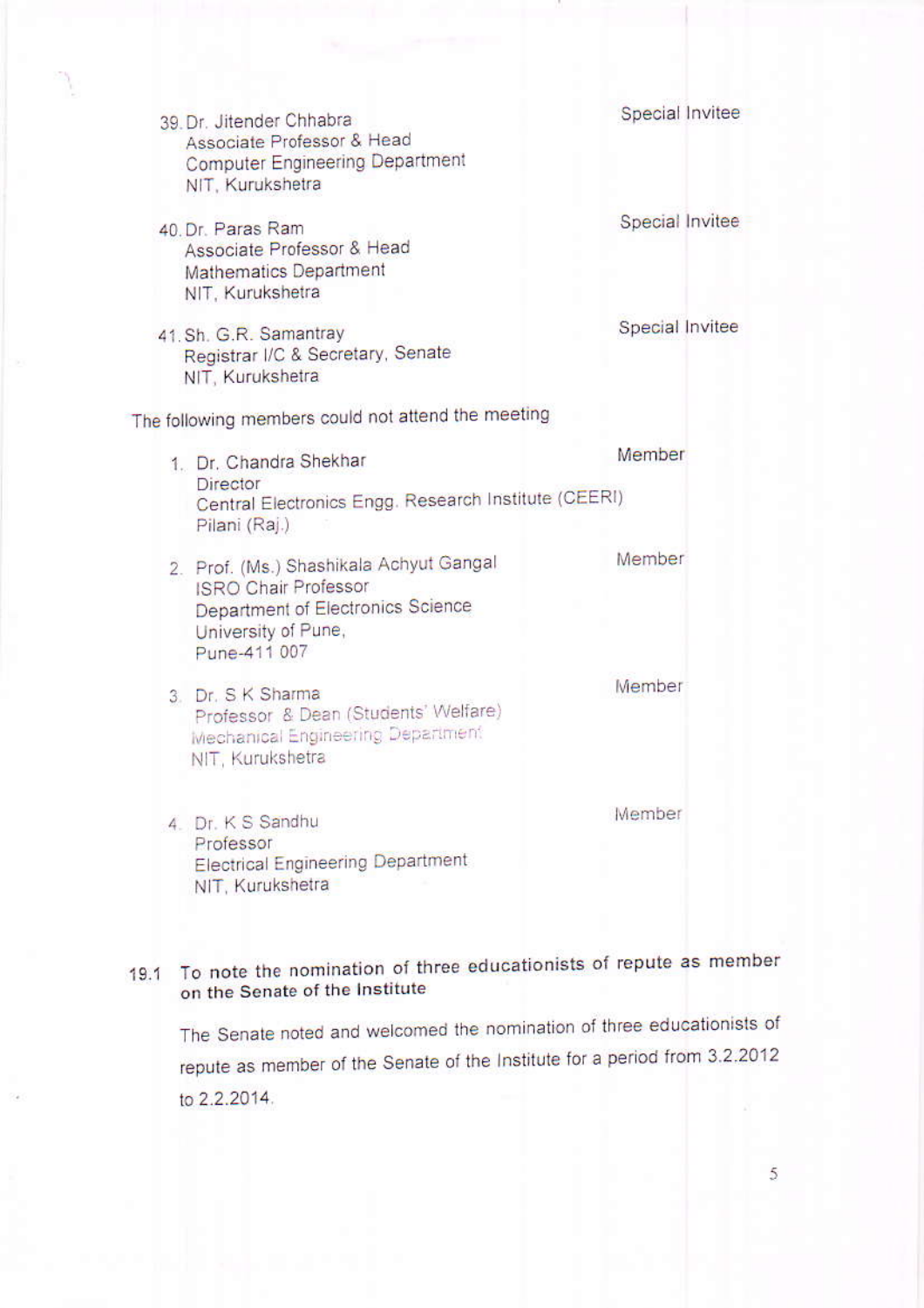39. Dr. Jitender Chhabra — Special Invitee
    Associate Professor & Head
    Computer Engineering Department
    NIT, Kurukshetra

40. Dr. Paras Ram — Special Invitee
    Associate Professor & Head
    Mathematics Department
    NIT, Kurukshetra

41. Sh. G.R. Samantray — Special Invitee
    Registrar I/C & Secretary, Senate
    NIT, Kurukshetra

The following members could not attend the meeting

1. Dr. Chandra Shekhar — Member
   Director
   Central Electronics Engg. Research Institute (CEERI)
   Pilani (Raj.)

2. Prof. (Ms.) Shashikala Achyut Gangal — Member
   ISRO Chair Professor
   Department of Electronics Science
   University of Pune,
   Pune-411 007

3. Dr. S K Sharma — Member
   Professor & Dean (Students' Welfare)
   Mechanical Engineering Department
   NIT, Kurukshetra

4. Dr. K S Sandhu — Member
   Professor
   Electrical Engineering Department
   NIT, Kurukshetra

**19.1 To note the nomination of three educationists of repute as member on the Senate of the Institute**

The Senate noted and welcomed the nomination of three educationists of repute as member of the Senate of the Institute for a period from 3.2.2012 to 2.2.2014.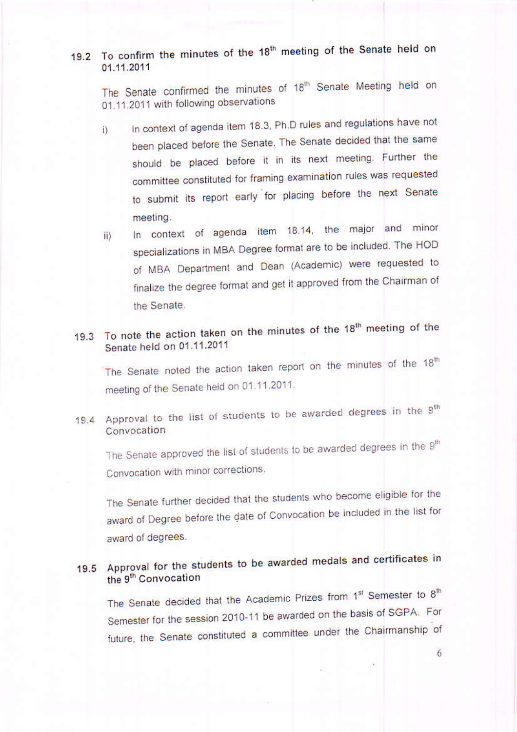### 19.2 To confirm the minutes of the 18th meeting of the Senate held on 01.11.2011

The Senate confirmed the minutes of 18th Senate Meeting held on 01.11.2011 with following observations

i) In context of agenda item 18.3, Ph.D rules and regulations have not been placed before the Senate. The Senate decided that the same should be placed before it in its next meeting. Further the committee constituted for framing examination rules was requested to submit its report early for placing before the next Senate meeting.

ii) In context of agenda item 18.14, the major and minor specializations in MBA Degree format are to be included. The HOD of MBA Department and Dean (Academic) were requested to finalize the degree format and get it approved from the Chairman of the Senate.

### 19.3 To note the action taken on the minutes of the 18th meeting of the Senate held on 01.11.2011

The Senate noted the action taken report on the minutes of the 18th meeting of the Senate held on 01.11.2011.

### 19.4 Approval to the list of students to be awarded degrees in the 9th Convocation

The Senate approved the list of students to be awarded degrees in the 9th Convocation with minor corrections.

The Senate further decided that the students who become eligible for the award of Degree before the date of Convocation be included in the list for award of degrees.

### 19.5 Approval for the students to be awarded medals and certificates in the 9th Convocation

The Senate decided that the Academic Prizes from 1st Semester to 8th Semester for the session 2010-11 be awarded on the basis of SGPA. For future, the Senate constituted a committee under the Chairmanship of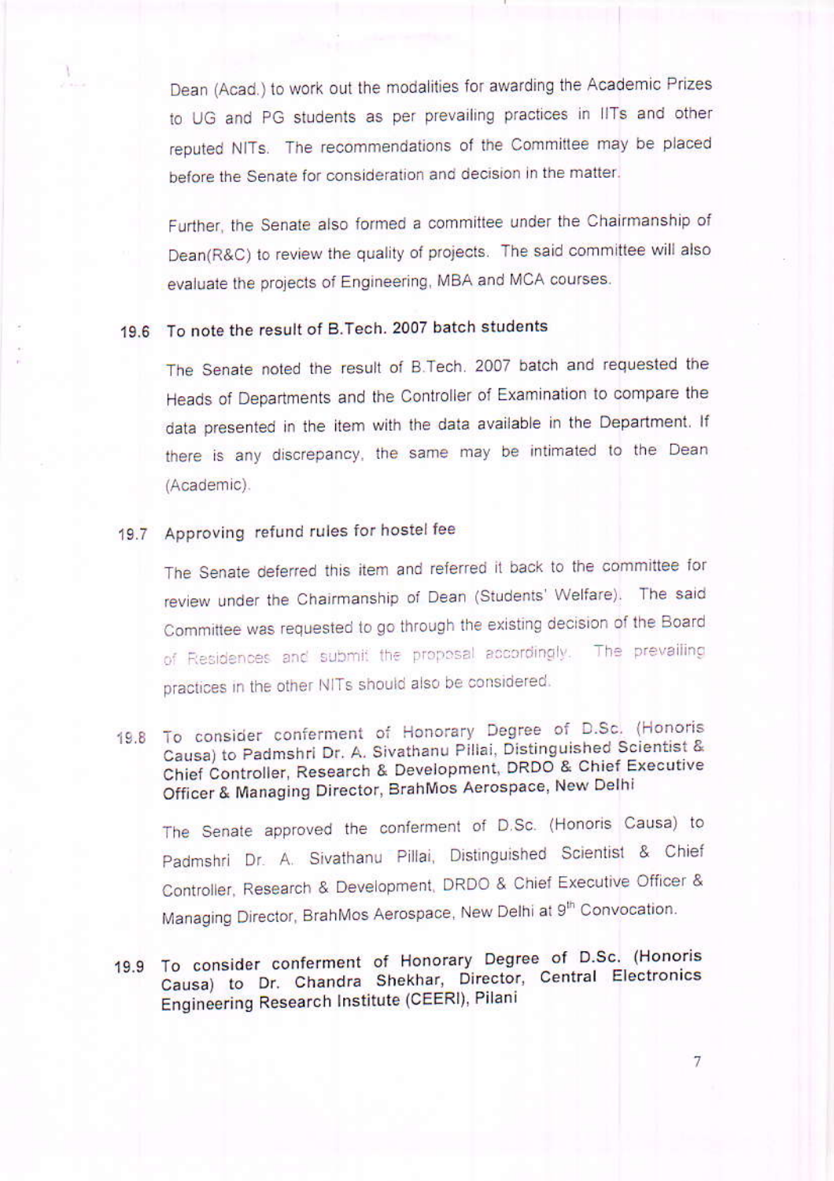Dean (Acad.) to work out the modalities for awarding the Academic Prizes to UG and PG students as per prevailing practices in IITs and other reputed NITs. The recommendations of the Committee may be placed before the Senate for consideration and decision in the matter.

Further, the Senate also formed a committee under the Chairmanship of Dean(R&C) to review the quality of projects. The said committee will also evaluate the projects of Engineering, MBA and MCA courses.

**19.6 To note the result of B.Tech. 2007 batch students**

The Senate noted the result of B.Tech. 2007 batch and requested the Heads of Departments and the Controller of Examination to compare the data presented in the item with the data available in the Department. If there is any discrepancy, the same may be intimated to the Dean (Academic).

**19.7 Approving refund rules for hostel fee**

The Senate deferred this item and referred it back to the committee for review under the Chairmanship of Dean (Students' Welfare). The said Committee was requested to go through the existing decision of the Board of Residences and submit the proposal accordingly. The prevailing practices in the other NITs should also be considered.

**19.8 To consider conferment of Honorary Degree of D.Sc. (Honoris Causa) to Padmshri Dr. A. Sivathanu Pillai, Distinguished Scientist & Chief Controller, Research & Development, DRDO & Chief Executive Officer & Managing Director, BrahMos Aerospace, New Delhi**

The Senate approved the conferment of D.Sc. (Honoris Causa) to Padmshri Dr. A. Sivathanu Pillai, Distinguished Scientist & Chief Controller, Research & Development, DRDO & Chief Executive Officer & Managing Director, BrahMos Aerospace, New Delhi at 9th Convocation.

**19.9 To consider conferment of Honorary Degree of D.Sc. (Honoris Causa) to Dr. Chandra Shekhar, Director, Central Electronics Engineering Research Institute (CEERI), Pilani**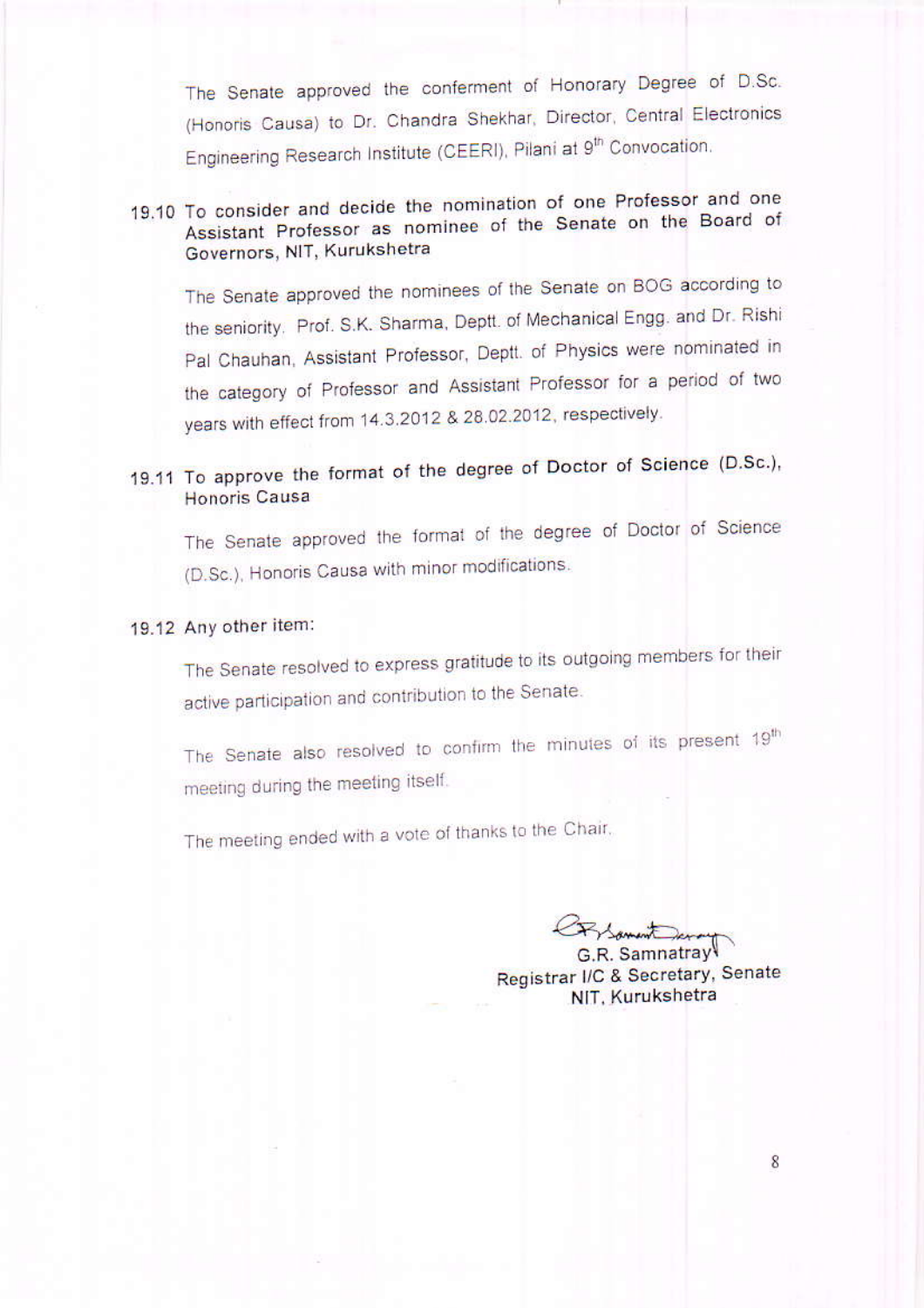The Senate approved the conferment of Honorary Degree of D.Sc. (Honoris Causa) to Dr. Chandra Shekhar, Director, Central Electronics Engineering Research Institute (CEERI), Pilani at 9th Convocation.

**19.10 To consider and decide the nomination of one Professor and one Assistant Professor as nominee of the Senate on the Board of Governors, NIT, Kurukshetra**

The Senate approved the nominees of the Senate on BOG according to the seniority. Prof. S.K. Sharma, Deptt. of Mechanical Engg. and Dr. Rishi Pal Chauhan, Assistant Professor, Deptt. of Physics were nominated in the category of Professor and Assistant Professor for a period of two years with effect from 14.3.2012 & 28.02.2012, respectively.

**19.11 To approve the format of the degree of Doctor of Science (D.Sc.), Honoris Causa**

The Senate approved the format of the degree of Doctor of Science (D.Sc.), Honoris Causa with minor modifications.

**19.12 Any other item:**

The Senate resolved to express gratitude to its outgoing members for their active participation and contribution to the Senate.

The Senate also resolved to confirm the minutes of its present 19th meeting during the meeting itself.

The meeting ended with a vote of thanks to the Chair.

G.R. Samnatray
Registrar I/C & Secretary, Senate
NIT, Kurukshetra